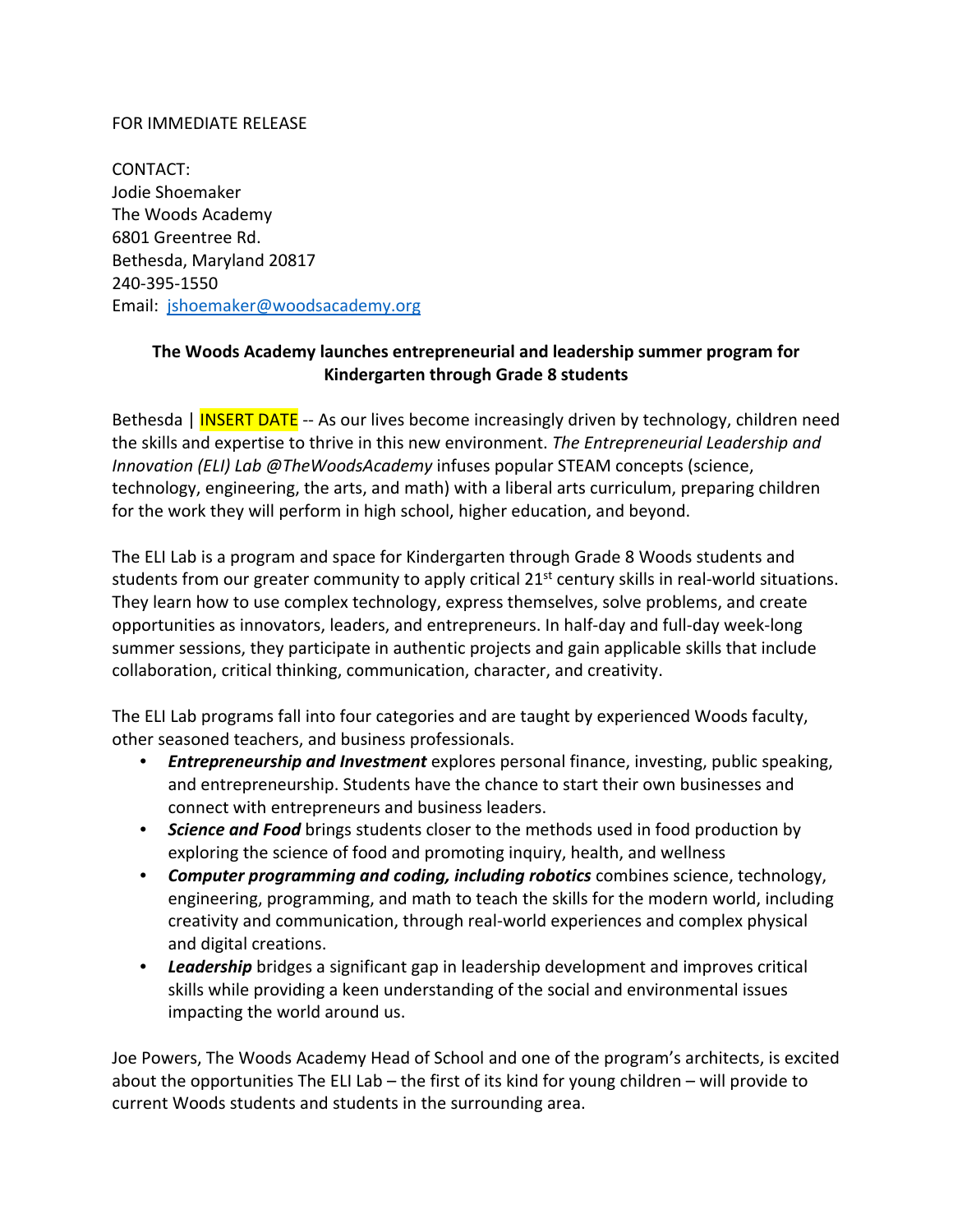FOR IMMEDIATE RELEASE

CONTACT:
Jodie Shoemaker
The Woods Academy
6801 Greentree Rd.
Bethesda, Maryland 20817
240-395-1550
Email: jshoemaker@woodsacademy.org

**The Woods Academy launches entrepreneurial and leadership summer program for Kindergarten through Grade 8 students**

Bethesda | INSERT DATE -- As our lives become increasingly driven by technology, children need the skills and expertise to thrive in this new environment. *The Entrepreneurial Leadership and Innovation (ELI) Lab @TheWoodsAcademy* infuses popular STEAM concepts (science, technology, engineering, the arts, and math) with a liberal arts curriculum, preparing children for the work they will perform in high school, higher education, and beyond.

The ELI Lab is a program and space for Kindergarten through Grade 8 Woods students and students from our greater community to apply critical 21st century skills in real-world situations. They learn how to use complex technology, express themselves, solve problems, and create opportunities as innovators, leaders, and entrepreneurs. In half-day and full-day week-long summer sessions, they participate in authentic projects and gain applicable skills that include collaboration, critical thinking, communication, character, and creativity.

The ELI Lab programs fall into four categories and are taught by experienced Woods faculty, other seasoned teachers, and business professionals.

- ***Entrepreneurship and Investment*** explores personal finance, investing, public speaking, and entrepreneurship. Students have the chance to start their own businesses and connect with entrepreneurs and business leaders.
- ***Science and Food*** brings students closer to the methods used in food production by exploring the science of food and promoting inquiry, health, and wellness
- ***Computer programming and coding, including robotics*** combines science, technology, engineering, programming, and math to teach the skills for the modern world, including creativity and communication, through real-world experiences and complex physical and digital creations.
- ***Leadership*** bridges a significant gap in leadership development and improves critical skills while providing a keen understanding of the social and environmental issues impacting the world around us.

Joe Powers, The Woods Academy Head of School and one of the program's architects, is excited about the opportunities The ELI Lab – the first of its kind for young children – will provide to current Woods students and students in the surrounding area.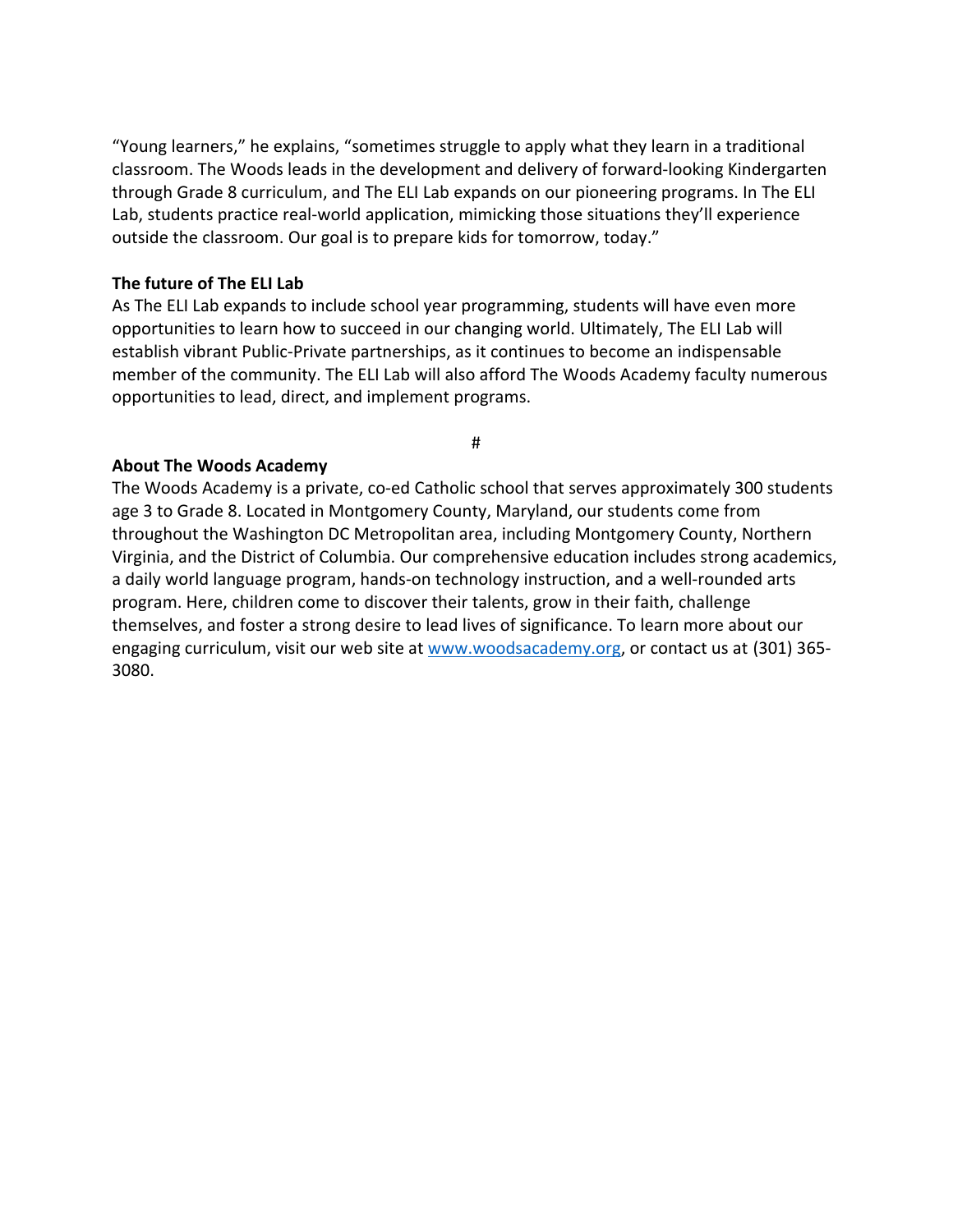"Young learners," he explains, "sometimes struggle to apply what they learn in a traditional classroom. The Woods leads in the development and delivery of forward-looking Kindergarten through Grade 8 curriculum, and The ELI Lab expands on our pioneering programs. In The ELI Lab, students practice real-world application, mimicking those situations they'll experience outside the classroom. Our goal is to prepare kids for tomorrow, today."

**The future of The ELI Lab**

As The ELI Lab expands to include school year programming, students will have even more opportunities to learn how to succeed in our changing world. Ultimately, The ELI Lab will establish vibrant Public-Private partnerships, as it continues to become an indispensable member of the community. The ELI Lab will also afford The Woods Academy faculty numerous opportunities to lead, direct, and implement programs.

#

**About The Woods Academy**

The Woods Academy is a private, co-ed Catholic school that serves approximately 300 students age 3 to Grade 8. Located in Montgomery County, Maryland, our students come from throughout the Washington DC Metropolitan area, including Montgomery County, Northern Virginia, and the District of Columbia. Our comprehensive education includes strong academics, a daily world language program, hands-on technology instruction, and a well-rounded arts program. Here, children come to discover their talents, grow in their faith, challenge themselves, and foster a strong desire to lead lives of significance. To learn more about our engaging curriculum, visit our web site at [www.woodsacademy.org](http://www.woodsacademy.org), or contact us at (301) 365-3080.